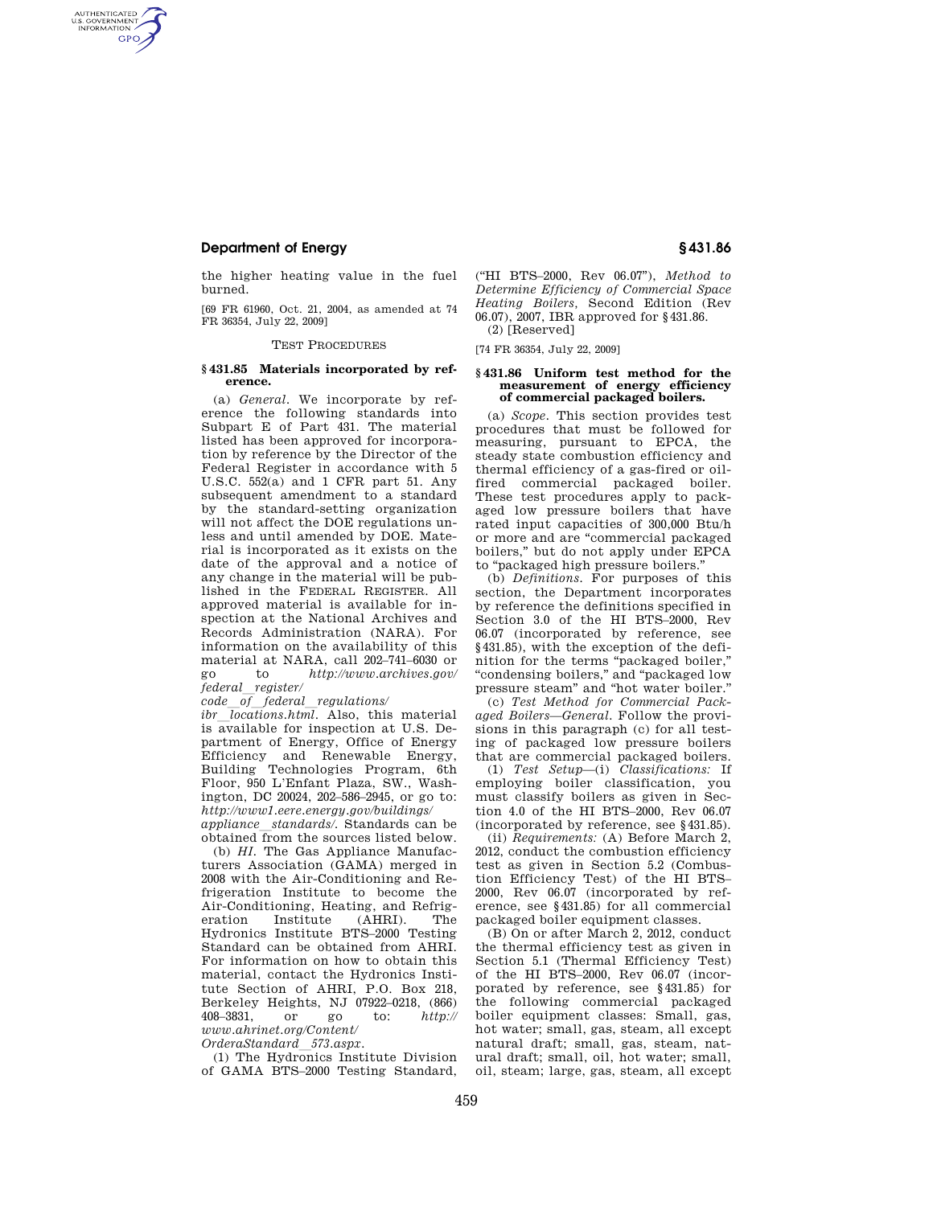the higher heating value in the fuel burned.

[69 FR 61960, Oct. 21, 2004, as amended at 74 FR 36354, July 22, 2009]

TEST PROCEDURES

### § 431.85 Materials incorporated by reference.

(a) *General.* We incorporate by reference the following standards into Subpart E of Part 431. The material listed has been approved for incorporation by reference by the Director of the Federal Register in accordance with 5 U.S.C. 552(a) and 1 CFR part 51. Any subsequent amendment to a standard by the standard-setting organization will not affect the DOE regulations unless and until amended by DOE. Material is incorporated as it exists on the date of the approval and a notice of any change in the material will be published in the FEDERAL REGISTER. All approved material is available for inspection at the National Archives and Records Administration (NARA). For information on the availability of this material at NARA, call 202–741–6030 or go to *http://www.archives.gov/federal_register/code_of_federal_regulations/ibr_locations.html*. Also, this material is available for inspection at U.S. Department of Energy, Office of Energy Efficiency and Renewable Energy, Building Technologies Program, 6th Floor, 950 L'Enfant Plaza, SW., Washington, DC 20024, 202–586–2945, or go to: *http://www1.eere.energy.gov/buildings/appliance_standards/*. Standards can be obtained from the sources listed below.

(b) *HI.* The Gas Appliance Manufacturers Association (GAMA) merged in 2008 with the Air-Conditioning and Refrigeration Institute to become the Air-Conditioning, Heating, and Refrigeration Institute (AHRI). The Hydronics Institute BTS–2000 Testing Standard can be obtained from AHRI. For information on how to obtain this material, contact the Hydronics Institute Section of AHRI, P.O. Box 218, Berkeley Heights, NJ 07922–0218, (866) 408–3831, or go to: *http://www.ahrinet.org/Content/OrderaStandard_573.aspx*.

(1) The Hydronics Institute Division of GAMA BTS–2000 Testing Standard, ("HI BTS–2000, Rev 06.07"), *Method to Determine Efficiency of Commercial Space Heating Boilers*, Second Edition (Rev 06.07), 2007, IBR approved for § 431.86.

(2) [Reserved]

[74 FR 36354, July 22, 2009]

### § 431.86 Uniform test method for the measurement of energy efficiency of commercial packaged boilers.

(a) *Scope.* This section provides test procedures that must be followed for measuring, pursuant to EPCA, the steady state combustion efficiency and thermal efficiency of a gas-fired or oil-fired commercial packaged boiler. These test procedures apply to packaged low pressure boilers that have rated input capacities of 300,000 Btu/h or more and are "commercial packaged boilers," but do not apply under EPCA to "packaged high pressure boilers."

(b) *Definitions.* For purposes of this section, the Department incorporates by reference the definitions specified in Section 3.0 of the HI BTS–2000, Rev 06.07 (incorporated by reference, see § 431.85), with the exception of the definition for the terms "packaged boiler," "condensing boilers," and "packaged low pressure steam" and "hot water boiler."

(c) *Test Method for Commercial Packaged Boilers—General.* Follow the provisions in this paragraph (c) for all testing of packaged low pressure boilers that are commercial packaged boilers.

(1) *Test Setup*—(i) *Classifications:* If employing boiler classification, you must classify boilers as given in Section 4.0 of the HI BTS–2000, Rev 06.07 (incorporated by reference, see § 431.85).

(ii) *Requirements:* (A) Before March 2, 2012, conduct the combustion efficiency test as given in Section 5.2 (Combustion Efficiency Test) of the HI BTS–2000, Rev 06.07 (incorporated by reference, see § 431.85) for all commercial packaged boiler equipment classes.

(B) On or after March 2, 2012, conduct the thermal efficiency test as given in Section 5.1 (Thermal Efficiency Test) of the HI BTS–2000, Rev 06.07 (incorporated by reference, see § 431.85) for the following commercial packaged boiler equipment classes: Small, gas, hot water; small, gas, steam, all except natural draft; small, gas, steam, natural draft; small, oil, hot water; small, oil, steam; large, gas, steam, all except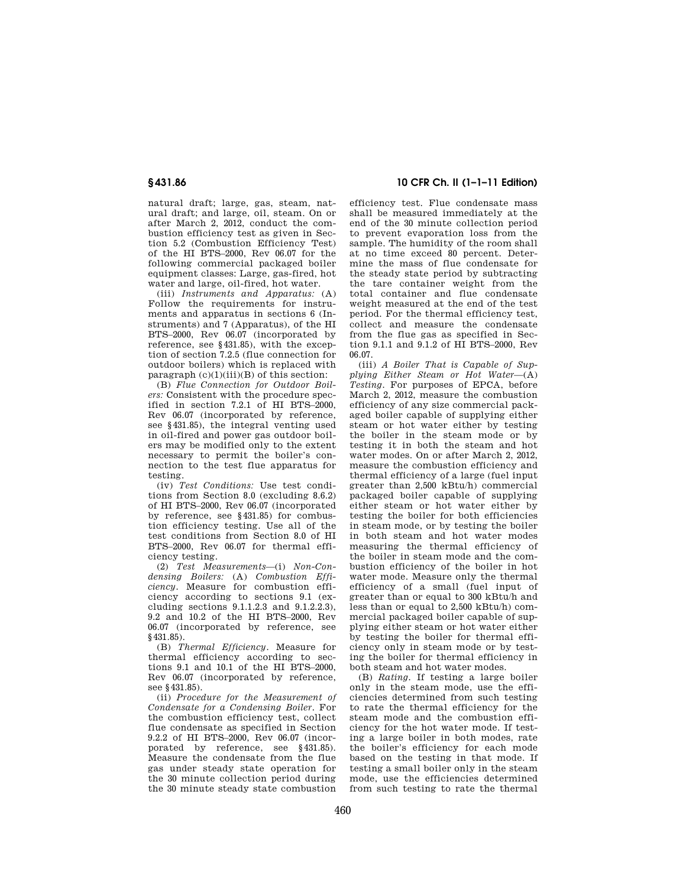natural draft; large, gas, steam, natural draft; and large, oil, steam. On or after March 2, 2012, conduct the combustion efficiency test as given in Section 5.2 (Combustion Efficiency Test) of the HI BTS–2000, Rev 06.07 for the following commercial packaged boiler equipment classes: Large, gas-fired, hot water and large, oil-fired, hot water.

(iii) *Instruments and Apparatus:* (A) Follow the requirements for instruments and apparatus in sections 6 (Instruments) and 7 (Apparatus), of the HI BTS–2000, Rev 06.07 (incorporated by reference, see §431.85), with the exception of section 7.2.5 (flue connection for outdoor boilers) which is replaced with paragraph (c)(1)(iii)(B) of this section:

(B) *Flue Connection for Outdoor Boilers:* Consistent with the procedure specified in section 7.2.1 of HI BTS–2000, Rev 06.07 (incorporated by reference, see §431.85), the integral venting used in oil-fired and power gas outdoor boilers may be modified only to the extent necessary to permit the boiler's connection to the test flue apparatus for testing.

(iv) *Test Conditions:* Use test conditions from Section 8.0 (excluding 8.6.2) of HI BTS–2000, Rev 06.07 (incorporated by reference, see §431.85) for combustion efficiency testing. Use all of the test conditions from Section 8.0 of HI BTS–2000, Rev 06.07 for thermal efficiency testing.

(2) *Test Measurements*—(i) *Non-Condensing Boilers:* (A) *Combustion Efficiency*. Measure for combustion efficiency according to sections 9.1 (excluding sections 9.1.1.2.3 and 9.1.2.2.3), 9.2 and 10.2 of the HI BTS–2000, Rev 06.07 (incorporated by reference, see §431.85).

(B) *Thermal Efficiency*. Measure for thermal efficiency according to sections 9.1 and 10.1 of the HI BTS–2000, Rev 06.07 (incorporated by reference, see §431.85).

(ii) *Procedure for the Measurement of Condensate for a Condensing Boiler*. For the combustion efficiency test, collect flue condensate as specified in Section 9.2.2 of HI BTS–2000, Rev 06.07 (incorporated by reference, see §431.85). Measure the condensate from the flue gas under steady state operation for the 30 minute collection period during the 30 minute steady state combustion efficiency test. Flue condensate mass shall be measured immediately at the end of the 30 minute collection period to prevent evaporation loss from the sample. The humidity of the room shall at no time exceed 80 percent. Determine the mass of flue condensate for the steady state period by subtracting the tare container weight from the total container and flue condensate weight measured at the end of the test period. For the thermal efficiency test, collect and measure the condensate from the flue gas as specified in Section 9.1.1 and 9.1.2 of HI BTS–2000, Rev 06.07.

(iii) *A Boiler That is Capable of Supplying Either Steam or Hot Water*—(A) *Testing*. For purposes of EPCA, before March 2, 2012, measure the combustion efficiency of any size commercial packaged boiler capable of supplying either steam or hot water either by testing the boiler in the steam mode or by testing it in both the steam and hot water modes. On or after March 2, 2012, measure the combustion efficiency and thermal efficiency of a large (fuel input greater than 2,500 kBtu/h) commercial packaged boiler capable of supplying either steam or hot water either by testing the boiler for both efficiencies in steam mode, or by testing the boiler in both steam and hot water modes measuring the thermal efficiency of the boiler in steam mode and the combustion efficiency of the boiler in hot water mode. Measure only the thermal efficiency of a small (fuel input of greater than or equal to 300 kBtu/h and less than or equal to 2,500 kBtu/h) commercial packaged boiler capable of supplying either steam or hot water either by testing the boiler for thermal efficiency only in steam mode or by testing the boiler for thermal efficiency in both steam and hot water modes.

(B) *Rating*. If testing a large boiler only in the steam mode, use the efficiencies determined from such testing to rate the thermal efficiency for the steam mode and the combustion efficiency for the hot water mode. If testing a large boiler in both modes, rate the boiler's efficiency for each mode based on the testing in that mode. If testing a small boiler only in the steam mode, use the efficiencies determined from such testing to rate the thermal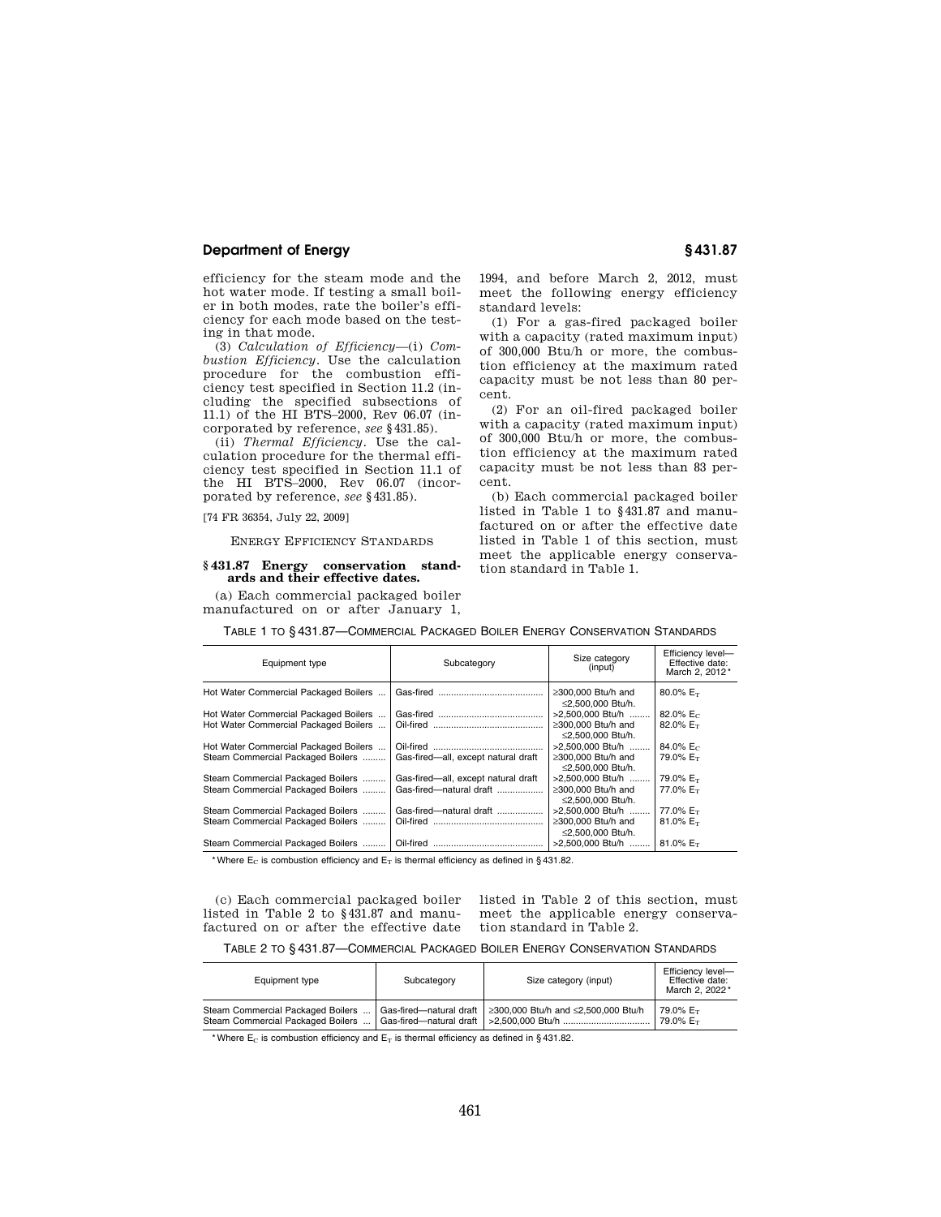efficiency for the steam mode and the hot water mode. If testing a small boiler in both modes, rate the boiler's efficiency for each mode based on the testing in that mode.

(3) *Calculation of Efficiency*—(i) *Combustion Efficiency*. Use the calculation procedure for the combustion efficiency test specified in Section 11.2 (including the specified subsections of 11.1) of the HI BTS–2000, Rev 06.07 (incorporated by reference, *see* §431.85).

(ii) *Thermal Efficiency*. Use the calculation procedure for the thermal efficiency test specified in Section 11.1 of the HI BTS–2000, Rev 06.07 (incorporated by reference, *see* §431.85).

[74 FR 36354, July 22, 2009]

ENERGY EFFICIENCY STANDARDS

### § 431.87 Energy conservation standards and their effective dates.

(a) Each commercial packaged boiler manufactured on or after January 1, 1994, and before March 2, 2012, must meet the following energy efficiency standard levels:

(1) For a gas-fired packaged boiler with a capacity (rated maximum input) of 300,000 Btu/h or more, the combustion efficiency at the maximum rated capacity must be not less than 80 percent.

(2) For an oil-fired packaged boiler with a capacity (rated maximum input) of 300,000 Btu/h or more, the combustion efficiency at the maximum rated capacity must be not less than 83 percent.

(b) Each commercial packaged boiler listed in Table 1 to §431.87 and manufactured on or after the effective date listed in Table 1 of this section, must meet the applicable energy conservation standard in Table 1.

TABLE 1 TO § 431.87—COMMERCIAL PACKAGED BOILER ENERGY CONSERVATION STANDARDS

| Equipment type | Subcategory | Size category (input) | Efficiency level—Effective date: March 2, 2012* |
|---|---|---|---|
| Hot Water Commercial Packaged Boilers | Gas-fired | ≥300,000 Btu/h and ≤2,500,000 Btu/h. | 80.0% $E_T$ |
| Hot Water Commercial Packaged Boilers | Gas-fired | >2,500,000 Btu/h | 82.0% $E_C$ |
| Hot Water Commercial Packaged Boilers | Oil-fired | ≥300,000 Btu/h and ≤2,500,000 Btu/h. | 82.0% $E_T$ |
| Hot Water Commercial Packaged Boilers | Oil-fired | >2,500,000 Btu/h | 84.0% $E_C$ |
| Steam Commercial Packaged Boilers | Gas-fired—all, except natural draft | ≥300,000 Btu/h and ≤2,500,000 Btu/h. | 79.0% $E_T$ |
| Steam Commercial Packaged Boilers | Gas-fired—all, except natural draft | >2,500,000 Btu/h | 79.0% $E_T$ |
| Steam Commercial Packaged Boilers | Gas-fired—natural draft | ≥300,000 Btu/h and ≤2,500,000 Btu/h. | 77.0% $E_T$ |
| Steam Commercial Packaged Boilers | Gas-fired—natural draft | >2,500,000 Btu/h | 77.0% $E_T$ |
| Steam Commercial Packaged Boilers | Oil-fired | ≥300,000 Btu/h and ≤2,500,000 Btu/h. | 81.0% $E_T$ |
| Steam Commercial Packaged Boilers | Oil-fired | >2,500,000 Btu/h | 81.0% $E_T$ |

\*Where $E_C$ is combustion efficiency and $E_T$ is thermal efficiency as defined in §431.82.

(c) Each commercial packaged boiler listed in Table 2 to §431.87 and manufactured on or after the effective date listed in Table 2 of this section, must meet the applicable energy conservation standard in Table 2.

TABLE 2 TO § 431.87—COMMERCIAL PACKAGED BOILER ENERGY CONSERVATION STANDARDS

| Equipment type | Subcategory | Size category (input) | Efficiency level—Effective date: March 2, 2022* |
|---|---|---|---|
| Steam Commercial Packaged Boilers | Gas-fired—natural draft | ≥300,000 Btu/h and ≤2,500,000 Btu/h | 79.0% $E_T$ |
| Steam Commercial Packaged Boilers | Gas-fired—natural draft | >2,500,000 Btu/h | 79.0% $E_T$ |

\*Where $E_C$ is combustion efficiency and $E_T$ is thermal efficiency as defined in §431.82.